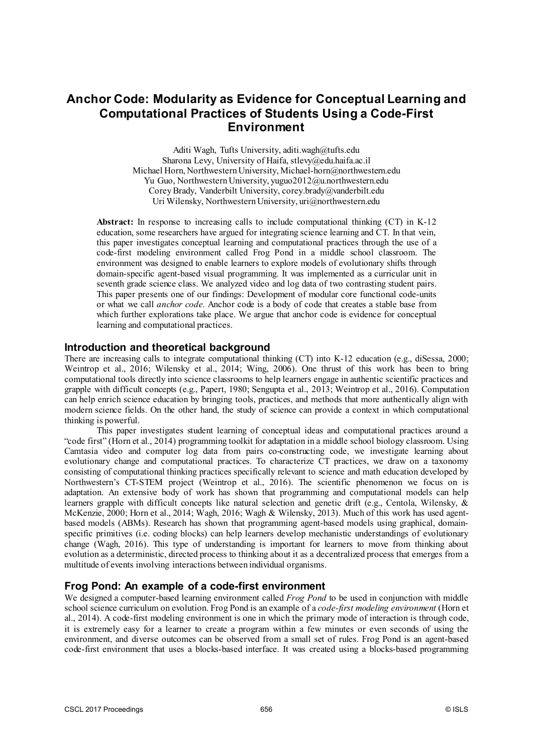# Anchor Code: Modularity as Evidence for Conceptual Learning and Computational Practices of Students Using a Code-First Environment

Aditi Wagh, Tufts University, aditi.wagh@tufts.edu
Sharona Levy, University of Haifa, stlevy@edu.haifa.ac.il
Michael Horn, Northwestern University, Michael-horn@northwestern.edu
Yu Guo, Northwestern University, yuguo2012@u.northwestern.edu
Corey Brady, Vanderbilt University, corey.brady@vanderbilt.edu
Uri Wilensky, Northwestern University, uri@northwestern.edu

**Abstract:** In response to increasing calls to include computational thinking (CT) in K-12 education, some researchers have argued for integrating science learning and CT. In that vein, this paper investigates conceptual learning and computational practices through the use of a code-first modeling environment called Frog Pond in a middle school classroom. The environment was designed to enable learners to explore models of evolutionary shifts through domain-specific agent-based visual programming. It was implemented as a curricular unit in seventh grade science class. We analyzed video and log data of two contrasting student pairs. This paper presents one of our findings: Development of modular core functional code-units or what we call *anchor code*. Anchor code is a body of code that creates a stable base from which further explorations take place. We argue that anchor code is evidence for conceptual learning and computational practices.

## Introduction and theoretical background

There are increasing calls to integrate computational thinking (CT) into K-12 education (e.g., diSessa, 2000; Weintrop et al., 2016; Wilensky et al., 2014; Wing, 2006). One thrust of this work has been to bring computational tools directly into science classrooms to help learners engage in authentic scientific practices and grapple with difficult concepts (e.g., Papert, 1980; Sengupta et al., 2013; Weintrop et al., 2016). Computation can help enrich science education by bringing tools, practices, and methods that more authentically align with modern science fields. On the other hand, the study of science can provide a context in which computational thinking is powerful.

This paper investigates student learning of conceptual ideas and computational practices around a "code first" (Horn et al., 2014) programming toolkit for adaptation in a middle school biology classroom. Using Camtasia video and computer log data from pairs co-constructing code, we investigate learning about evolutionary change and computational practices. To characterize CT practices, we draw on a taxonomy consisting of computational thinking practices specifically relevant to science and math education developed by Northwestern's CT-STEM project (Weintrop et al., 2016). The scientific phenomenon we focus on is adaptation. An extensive body of work has shown that programming and computational models can help learners grapple with difficult concepts like natural selection and genetic drift (e.g., Centola, Wilensky, & McKenzie, 2000; Horn et al., 2014; Wagh, 2016; Wagh & Wilensky, 2013). Much of this work has used agent-based models (ABMs). Research has shown that programming agent-based models using graphical, domain-specific primitives (i.e. coding blocks) can help learners develop mechanistic understandings of evolutionary change (Wagh, 2016). This type of understanding is important for learners to move from thinking about evolution as a deterministic, directed process to thinking about it as a decentralized process that emerges from a multitude of events involving interactions between individual organisms.

## Frog Pond: An example of a code-first environment

We designed a computer-based learning environment called *Frog Pond* to be used in conjunction with middle school science curriculum on evolution. Frog Pond is an example of a *code-first modeling environment* (Horn et al., 2014). A code-first modeling environment is one in which the primary mode of interaction is through code, it is extremely easy for a learner to create a program within a few minutes or even seconds of using the environment, and diverse outcomes can be observed from a small set of rules. Frog Pond is an agent-based code-first environment that uses a blocks-based interface. It was created using a blocks-based programming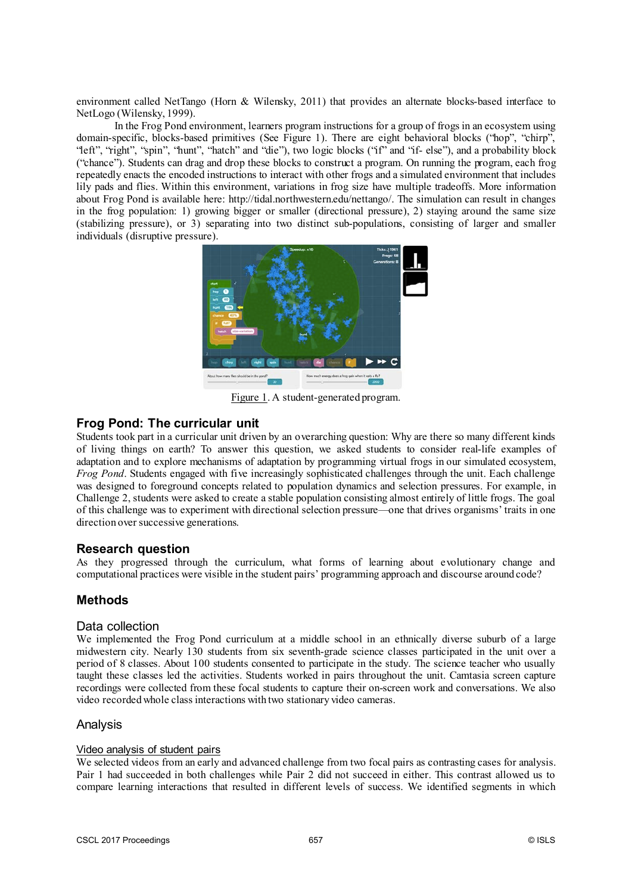environment called NetTango (Horn & Wilensky, 2011) that provides an alternate blocks-based interface to NetLogo (Wilensky, 1999).

In the Frog Pond environment, learners program instructions for a group of frogs in an ecosystem using domain-specific, blocks-based primitives (See Figure 1). There are eight behavioral blocks ("hop", "chirp", "left", "right", "spin", "hunt", "hatch" and "die"), two logic blocks ("if" and "if- else"), and a probability block ("chance"). Students can drag and drop these blocks to construct a program. On running the program, each frog repeatedly enacts the encoded instructions to interact with other frogs and a simulated environment that includes lily pads and flies. Within this environment, variations in frog size have multiple tradeoffs. More information about Frog Pond is available here: http://tidal.northwestern.edu/nettango/. The simulation can result in changes in the frog population: 1) growing bigger or smaller (directional pressure), 2) staying around the same size (stabilizing pressure), or 3) separating into two distinct sub-populations, consisting of larger and smaller individuals (disruptive pressure).

Figure 1. A student-generated program.

## Frog Pond: The curricular unit

Students took part in a curricular unit driven by an overarching question: Why are there so many different kinds of living things on earth? To answer this question, we asked students to consider real-life examples of adaptation and to explore mechanisms of adaptation by programming virtual frogs in our simulated ecosystem, *Frog Pond*. Students engaged with five increasingly sophisticated challenges through the unit. Each challenge was designed to foreground concepts related to population dynamics and selection pressures. For example, in Challenge 2, students were asked to create a stable population consisting almost entirely of little frogs. The goal of this challenge was to experiment with directional selection pressure—one that drives organisms' traits in one direction over successive generations.

## Research question

As they progressed through the curriculum, what forms of learning about evolutionary change and computational practices were visible in the student pairs' programming approach and discourse around code?

## Methods

### Data collection

We implemented the Frog Pond curriculum at a middle school in an ethnically diverse suburb of a large midwestern city. Nearly 130 students from six seventh-grade science classes participated in the unit over a period of 8 classes. About 100 students consented to participate in the study. The science teacher who usually taught these classes led the activities. Students worked in pairs throughout the unit. Camtasia screen capture recordings were collected from these focal students to capture their on-screen work and conversations. We also video recorded whole class interactions with two stationary video cameras.

### Analysis

#### Video analysis of student pairs

We selected videos from an early and advanced challenge from two focal pairs as contrasting cases for analysis. Pair 1 had succeeded in both challenges while Pair 2 did not succeed in either. This contrast allowed us to compare learning interactions that resulted in different levels of success. We identified segments in which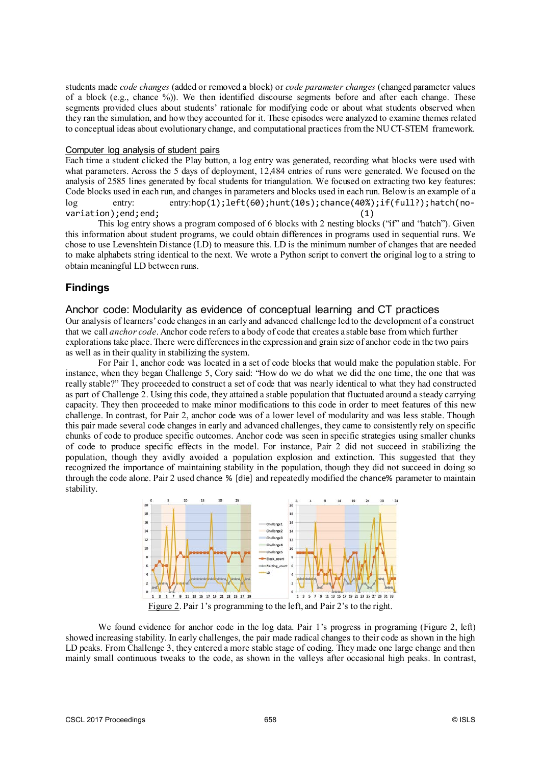students made *code changes* (added or removed a block) or *code parameter changes* (changed parameter values of a block (e.g., chance %)). We then identified discourse segments before and after each change. These segments provided clues about students' rationale for modifying code or about what students observed when they ran the simulation, and how they accounted for it. These episodes were analyzed to examine themes related to conceptual ideas about evolutionary change, and computational practices from the NU CT-STEM framework.

### Computer log analysis of student pairs

Each time a student clicked the Play button, a log entry was generated, recording what blocks were used with what parameters. Across the 5 days of deployment, 12,484 entries of runs were generated. We focused on the analysis of 2585 lines generated by focal students for triangulation. We focused on extracting two key features: Code blocks used in each run, and changes in parameters and blocks used in each run. Below is an example of a log entry: entry:`hop(1);left(60);hunt(10s);chance(40%);if(full?);hatch(no-variation);end;end;` (1)

This log entry shows a program composed of 6 blocks with 2 nesting blocks ("if" and "hatch"). Given this information about student programs, we could obtain differences in programs used in sequential runs. We chose to use Levenshtein Distance (LD) to measure this. LD is the minimum number of changes that are needed to make alphabets string identical to the next. We wrote a Python script to convert the original log to a string to obtain meaningful LD between runs.

## Findings

### Anchor code: Modularity as evidence of conceptual learning and CT practices

Our analysis of learners' code changes in an early and advanced challenge led to the development of a construct that we call *anchor code*. Anchor code refers to a body of code that creates a stable base from which further explorations take place. There were differences in the expression and grain size of anchor code in the two pairs as well as in their quality in stabilizing the system.

For Pair 1, anchor code was located in a set of code blocks that would make the population stable. For instance, when they began Challenge 5, Cory said: "How do we do what we did the one time, the one that was really stable?" They proceeded to construct a set of code that was nearly identical to what they had constructed as part of Challenge 2. Using this code, they attained a stable population that fluctuated around a steady carrying capacity. They then proceeded to make minor modifications to this code in order to meet features of this new challenge. In contrast, for Pair 2, anchor code was of a lower level of modularity and was less stable. Though this pair made several code changes in early and advanced challenges, they came to consistently rely on specific chunks of code to produce specific outcomes. Anchor code was seen in specific strategies using smaller chunks of code to produce specific effects in the model. For instance, Pair 2 did not succeed in stabilizing the population, though they avidly avoided a population explosion and extinction. This suggested that they recognized the importance of maintaining stability in the population, though they did not succeed in doing so through the code alone. Pair 2 used `chance % [die]` and repeatedly modified the `chance%` parameter to maintain stability.

Figure 2. Pair 1's programming to the left, and Pair 2's to the right.

We found evidence for anchor code in the log data. Pair 1's progress in programing (Figure 2, left) showed increasing stability. In early challenges, the pair made radical changes to their code as shown in the high LD peaks. From Challenge 3, they entered a more stable stage of coding. They made one large change and then mainly small continuous tweaks to the code, as shown in the valleys after occasional high peaks. In contrast,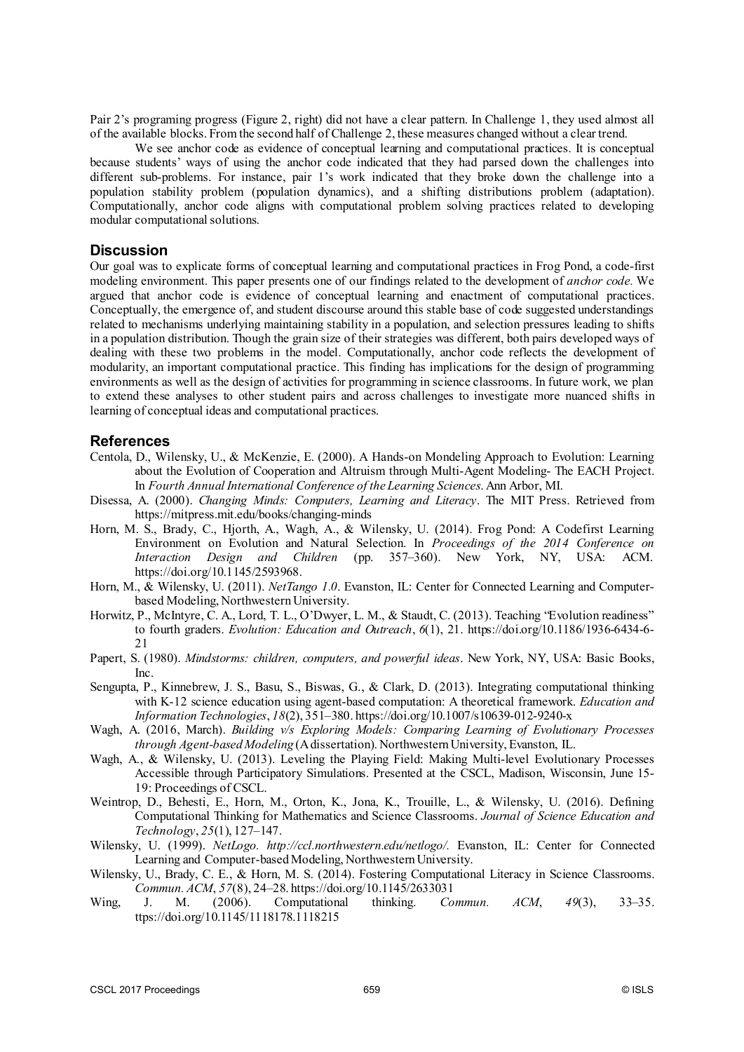Pair 2's programing progress (Figure 2, right) did not have a clear pattern. In Challenge 1, they used almost all of the available blocks. From the second half of Challenge 2, these measures changed without a clear trend.

We see anchor code as evidence of conceptual learning and computational practices. It is conceptual because students' ways of using the anchor code indicated that they had parsed down the challenges into different sub-problems. For instance, pair 1's work indicated that they broke down the challenge into a population stability problem (population dynamics), and a shifting distributions problem (adaptation). Computationally, anchor code aligns with computational problem solving practices related to developing modular computational solutions.

## Discussion

Our goal was to explicate forms of conceptual learning and computational practices in Frog Pond, a code-first modeling environment. This paper presents one of our findings related to the development of *anchor code.* We argued that anchor code is evidence of conceptual learning and enactment of computational practices. Conceptually, the emergence of, and student discourse around this stable base of code suggested understandings related to mechanisms underlying maintaining stability in a population, and selection pressures leading to shifts in a population distribution. Though the grain size of their strategies was different, both pairs developed ways of dealing with these two problems in the model. Computationally, anchor code reflects the development of modularity, an important computational practice. This finding has implications for the design of programming environments as well as the design of activities for programming in science classrooms. In future work, we plan to extend these analyses to other student pairs and across challenges to investigate more nuanced shifts in learning of conceptual ideas and computational practices.

## References

Centola, D., Wilensky, U., & McKenzie, E. (2000). A Hands-on Mondeling Approach to Evolution: Learning about the Evolution of Cooperation and Altruism through Multi-Agent Modeling- The EACH Project. In *Fourth Annual International Conference of the Learning Sciences.* Ann Arbor, MI.

Disessa, A. (2000). *Changing Minds: Computers, Learning and Literacy*. The MIT Press. Retrieved from https://mitpress.mit.edu/books/changing-minds

Horn, M. S., Brady, C., Hjorth, A., Wagh, A., & Wilensky, U. (2014). Frog Pond: A Codefirst Learning Environment on Evolution and Natural Selection. In *Proceedings of the 2014 Conference on Interaction Design and Children* (pp. 357–360). New York, NY, USA: ACM. https://doi.org/10.1145/2593968.

Horn, M., & Wilensky, U. (2011). *NetTango 1.0*. Evanston, IL: Center for Connected Learning and Computer-based Modeling, Northwestern University.

Horwitz, P., McIntyre, C. A., Lord, T. L., O'Dwyer, L. M., & Staudt, C. (2013). Teaching "Evolution readiness" to fourth graders. *Evolution: Education and Outreach*, *6*(1), 21. https://doi.org/10.1186/1936-6434-6-21

Papert, S. (1980). *Mindstorms: children, computers, and powerful ideas*. New York, NY, USA: Basic Books, Inc.

Sengupta, P., Kinnebrew, J. S., Basu, S., Biswas, G., & Clark, D. (2013). Integrating computational thinking with K-12 science education using agent-based computation: A theoretical framework. *Education and Information Technologies*, *18*(2), 351–380. https://doi.org/10.1007/s10639-012-9240-x

Wagh, A. (2016, March). *Building v/s Exploring Models: Comparing Learning of Evolutionary Processes through Agent-based Modeling* (A dissertation). Northwestern University, Evanston, IL.

Wagh, A., & Wilensky, U. (2013). Leveling the Playing Field: Making Multi-level Evolutionary Processes Accessible through Participatory Simulations. Presented at the CSCL, Madison, Wisconsin, June 15-19: Proceedings of CSCL.

Weintrop, D., Behesti, E., Horn, M., Orton, K., Jona, K., Trouille, L., & Wilensky, U. (2016). Defining Computational Thinking for Mathematics and Science Classrooms. *Journal of Science Education and Technology*, *25*(1), 127–147.

Wilensky, U. (1999). *NetLogo. http://ccl.northwestern.edu/netlogo/.* Evanston, IL: Center for Connected Learning and Computer-based Modeling, Northwestern University.

Wilensky, U., Brady, C. E., & Horn, M. S. (2014). Fostering Computational Literacy in Science Classrooms. *Commun. ACM*, *57*(8), 24–28. https://doi.org/10.1145/2633031

Wing, J. M. (2006). Computational thinking. *Commun. ACM*, *49*(3), 33–35. ttps://doi.org/10.1145/1118178.1118215